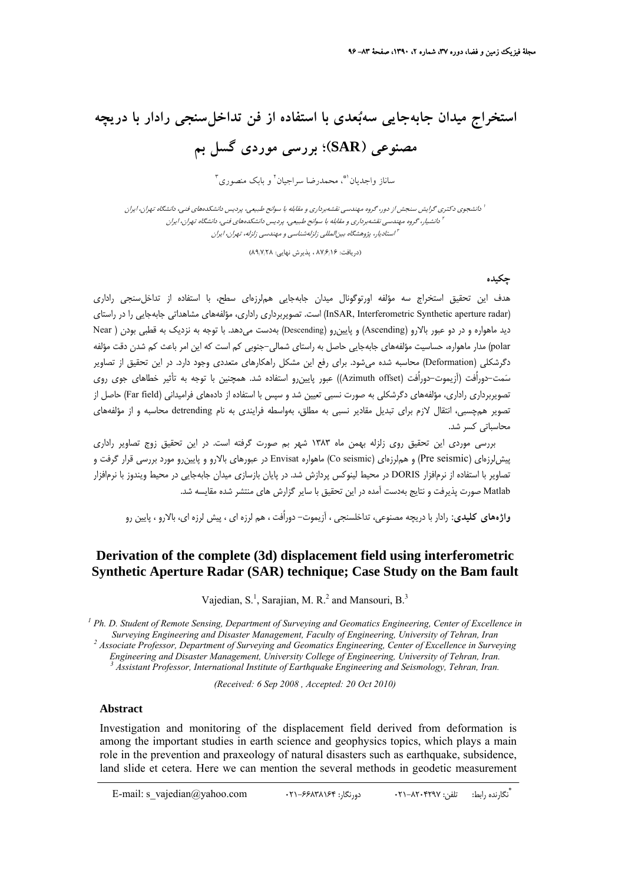# استخراج میدان جابه‌جایی سه‌بُعدی با استفاده از فن تداخل‌سنجی رادار با دریچه مصنوعی (SAR)؛ بررسی موردی گسل بم

ساناز واجدیان[1*]، محمدرضا سراجیان[2] و بابک منصوری[3]

[1] دانشجوی دکتری گرایش سنجش از دور، گروه مهندسی نقشه‌برداری و مقابله با سوانح طبیعی، پردیس دانشکده‌های فنی، دانشگاه تهران، ایران

[2] دانشیار، گروه مهندسی نقشه‌برداری و مقابله با سوانح طبیعی، پردیس دانشکده‌های فنی، دانشگاه تهران، ایران

[3] استادیار، پژوهشگاه بین‌المللی زلزله‌شناسی و مهندسی زلزله، تهران، ایران

(دریافت: ۸۷/۶/۱۶ ، پذیرش نهایی: ۸۹/۷/۲۸)

## چکیده

هدف این تحقیق استخراج سه مؤلفه اورتوگونال میدان جابه‌جایی هم‌لرزه‌ای سطح، با استفاده از تداخل‌سنجی راداری (InSAR, Interferometric Synthetic aperture radar) است. تصویربرداری راداری، مؤلفه‌های مشاهداتی جابه‌جایی را در راستای دید ماهواره و در دو عبور بالارو (Ascending) و پایین‌رو (Descending) به‌دست می‌دهد. با توجه به نزدیک به قطبی بودن (Near polar) مدار ماهواره، حساسیت مؤلفه‌های جابه‌جایی حاصل به راستای شمالی–جنوبی کم است که این امر باعث کم شدن دقت مؤلفه دگرشکلی (Deformation) محاسبه شده می‌شود. برای رفع این مشکل راهکارهای متعددی وجود دارد. در این تحقیق از تصاویر سَمت–دوراُفت (آزیموت–دوراُفت (Azimuth offset)) عبور پایین‌رو استفاده شد. همچنین با توجه به تأثیر خطاهای جوی روی تصویربرداری راداری، مؤلفه‌های دگرشکلی به صورت نسبی تعیین شد و سپس با استفاده از داده‌های فرامیدانی (Far field) حاصل از تصویر هم‌چسبی، انتقال لازم برای تبدیل مقادیر نسبی به مطلق، به‌واسطه فرایندی به نام detrending محاسبه و از مؤلفه‌های محاسباتی کسر شد.

بررسی موردی این تحقیق روی زلزله بهمن ماه ۱۳۸۳ شهر بم صورت گرفته است. در این تحقیق زوج تصاویر راداری پیش‌لرزه‌ای (Pre seismic) و هم‌لرزه‌ای (Co seismic) ماهواره Envisat در عبورهای بالارو و پایین‌رو مورد بررسی قرار گرفت و تصاویر با استفاده از نرم‌افزار DORIS در محیط لینوکس پردازش شد. در پایان بازسازی میدان جابه‌جایی در محیط ویندوز با نرم‌افزار Matlab صورت پذیرفت و نتایج به‌دست آمده در این تحقیق با سایر گزارش های منتشر شده مقایسه شد.

**واژه‌های کلیدی:** رادار با دریچه مصنوعی، تداخلسنجی ، آزیموت– دوراُفت ، هم لرزه ای ، پیش لرزه ای، بالارو ، پایین رو

# Derivation of the complete (3d) displacement field using interferometric Synthetic Aperture Radar (SAR) technique; Case Study on the Bam fault

Vajedian, S.[1], Sarajian, M. R.[2] and Mansouri, B.[3]

*[1] Ph. D. Student of Remote Sensing, Department of Surveying and Geomatics Engineering, Center of Excellence in Surveying Engineering and Disaster Management, Faculty of Engineering, University of Tehran, Iran*

*[2] Associate Professor, Department of Surveying and Geomatics Engineering, Center of Excellence in Surveying Engineering and Disaster Management, University College of Engineering, University of Tehran, Iran.*

*[3] Assistant Professor, International Institute of Earthquake Engineering and Seismology, Tehran, Iran.*

*(Received: 6 Sep 2008 , Accepted: 20 Oct 2010)*

## Abstract

Investigation and monitoring of the displacement field derived from deformation is among the important studies in earth science and geophysics topics, which plays a main role in the prevention and praxeology of natural disasters such as earthquake, subsidence, land slide et cetera. Here we can mention the several methods in geodetic measurement

*نگارنده رابط: تلفن: ۸۲۰۴۲۹۷-۰۲۱ دورنگار: ۶۶۸۳۸۱۶۴-۰۲۱ E-mail: s_vajedian@yahoo.com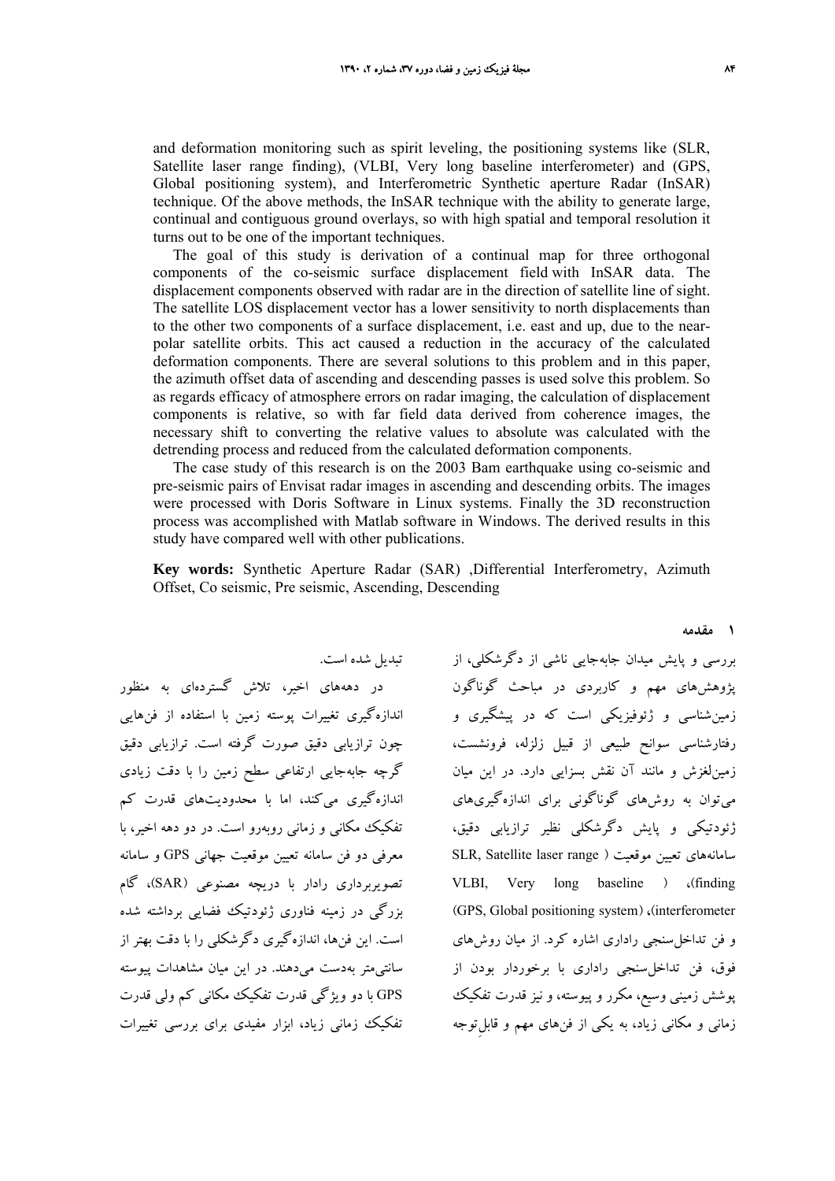and deformation monitoring such as spirit leveling, the positioning systems like (SLR, Satellite laser range finding), (VLBI, Very long baseline interferometer) and (GPS, Global positioning system), and Interferometric Synthetic aperture Radar (InSAR) technique. Of the above methods, the InSAR technique with the ability to generate large, continual and contiguous ground overlays, so with high spatial and temporal resolution it turns out to be one of the important techniques.

The goal of this study is derivation of a continual map for three orthogonal components of the co-seismic surface displacement field with InSAR data. The displacement components observed with radar are in the direction of satellite line of sight. The satellite LOS displacement vector has a lower sensitivity to north displacements than to the other two components of a surface displacement, i.e. east and up, due to the near-polar satellite orbits. This act caused a reduction in the accuracy of the calculated deformation components. There are several solutions to this problem and in this paper, the azimuth offset data of ascending and descending passes is used solve this problem. So as regards efficacy of atmosphere errors on radar imaging, the calculation of displacement components is relative, so with far field data derived from coherence images, the necessary shift to converting the relative values to absolute was calculated with the detrending process and reduced from the calculated deformation components.

The case study of this research is on the 2003 Bam earthquake using co-seismic and pre-seismic pairs of Envisat radar images in ascending and descending orbits. The images were processed with Doris Software in Linux systems. Finally the 3D reconstruction process was accomplished with Matlab software in Windows. The derived results in this study have compared well with other publications.

**Key words:** Synthetic Aperture Radar (SAR) ,Differential Interferometry, Azimuth Offset, Co seismic, Pre seismic, Ascending, Descending

## ۱ مقدمه

بررسی و پایش میدان جابه‌جایی ناشی از دگرشکلی، از پژوهش‌های مهم و کاربردی در مباحث گوناگون زمین‌شناسی و ژئوفیزیکی است که در پیشگیری و رفتارشناسی سوانح طبیعی از قبیل زلزله، فرونشست، زمین‌لغزش و مانند آن نقش بسزایی دارد. در این میان می‌توان به روش‌های گوناگونی برای اندازه‌گیری‌های ژئودتیکی و پایش دگرشکلی نظیر ترازیابی دقیق، سامانه‌های تعیین موقعیت ( SLR, Satellite laser range finding)، ( VLBI, Very long baseline interferometer)، (GPS, Global positioning system) و فن تداخل‌سنجی راداری اشاره کرد. از میان روش‌های فوق، فن تداخل‌سنجی راداری با برخوردار بودن از پوشش زمینی وسیع، مکرر و پیوسته، و نیز قدرت تفکیک زمانی و مکانی زیاد، به یکی از فن‌های مهم و قابل‌توجه تبدیل شده است.

در دهه‌های اخیر، تلاش گسترده‌ای به منظور اندازه‌گیری تغییرات پوسته زمین با استفاده از فن‌هایی چون ترازیابی دقیق صورت گرفته است. ترازیابی دقیق گرچه جابه‌جایی ارتفاعی سطح زمین را با دقت زیادی اندازه‌گیری می‌کند، اما با محدودیت‌های قدرت کم تفکیک مکانی و زمانی روبه‌رو است. در دو دهه اخیر، با معرفی دو فن سامانه تعیین موقعیت جهانی GPS و سامانه تصویربرداری رادار با دریچه مصنوعی (SAR)، گام بزرگی در زمینه فناوری ژئودتیک فضایی برداشته شده است. این فن‌ها، اندازه‌گیری دگرشکلی را با دقت بهتر از سانتی‌متر به‌دست می‌دهند. در این میان مشاهدات پیوسته GPS با دو ویژگی قدرت تفکیک مکانی کم ولی قدرت تفکیک زمانی زیاد، ابزار مفیدی برای بررسی تغییرات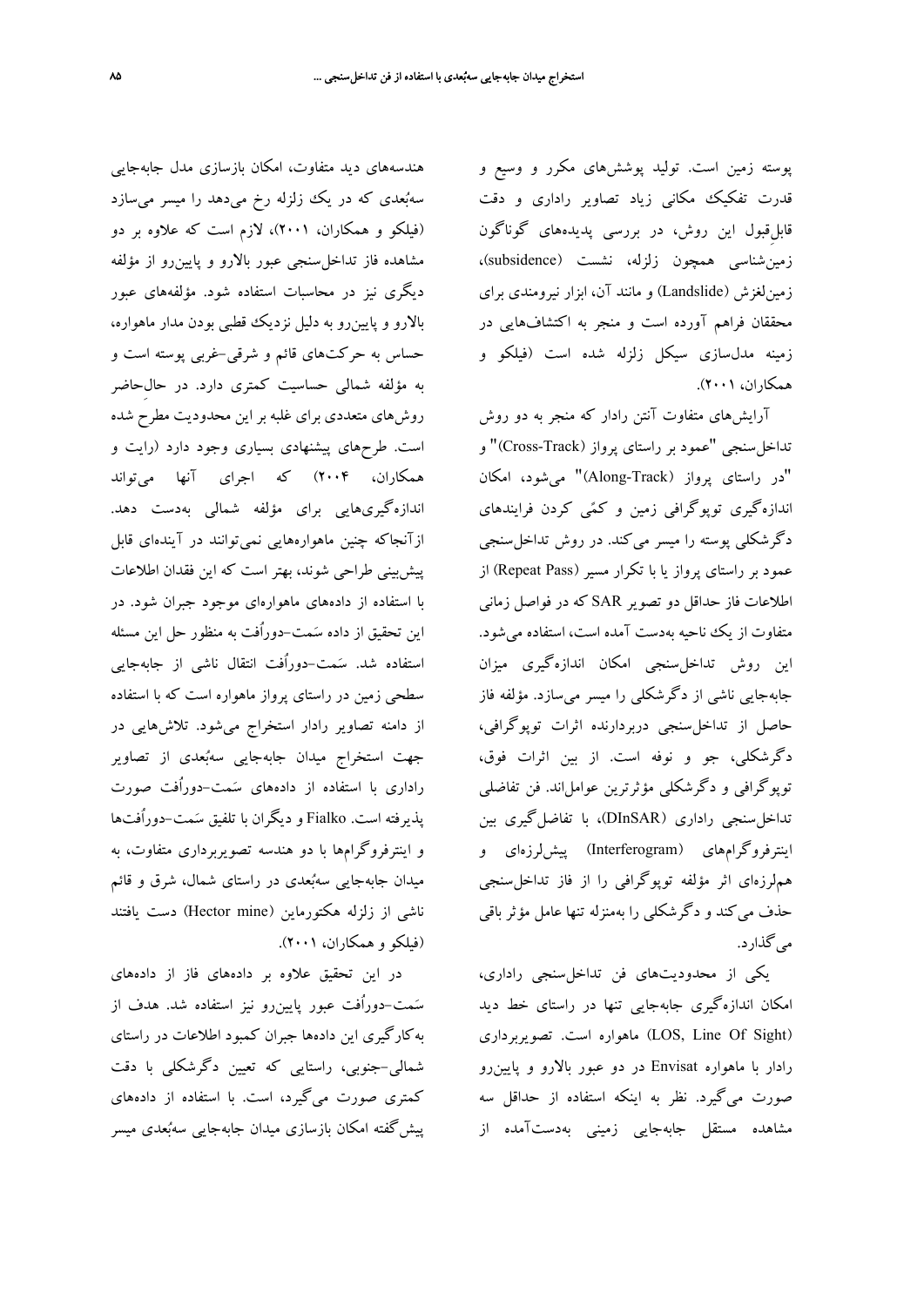پوسته زمین است. تولید پوشش‌های مکرر و وسیع و قدرت تفکیک مکانی زیاد تصاویر راداری و دقت قابلِ‌قبول این روش، در بررسی پدیده‌های گوناگون زمین‌شناسی همچون زلزله، نشست (subsidence)، زمین‌لغزش (Landslide) و مانند آن، ابزار نیرومندی برای محققان فراهم آورده است و منجر به اکتشاف‌هایی در زمینه مدل‌سازی سیکل زلزله شده است (فیلکو و همکاران، ۲۰۰۱).

آرایش‌های متفاوت آنتن رادار که منجر به دو روش تداخل‌سنجی "عمود بر راستای پرواز (Cross-Track)" و "در راستای پرواز (Along-Track)" می‌شود، امکان اندازه‌گیری توپوگرافی زمین و کمّی کردن فرایندهای دگرشکلی پوسته را میسر می‌کند. در روش تداخل‌سنجی عمود بر راستای پرواز یا با تکرار مسیر (Repeat Pass) از اطلاعات فاز حداقل دو تصویر SAR که در فواصل زمانی متفاوت از یک ناحیه به‌دست آمده است، استفاده می‌شود. این روش تداخل‌سنجی امکان اندازه‌گیری میزان جابه‌جایی ناشی از دگرشکلی را میسر می‌سازد. مؤلفه فاز حاصل از تداخل‌سنجی دربردارنده اثرات توپوگرافی، دگرشکلی، جو و نوفه است. از بین اثرات فوق، توپوگرافی و دگرشکلی مؤثرترین عوامل‌اند. فن تفاضلی تداخل‌سنجی راداری (DInSAR)، با تفاضل‌گیری بین اینترفروگرام‌های (Interferogram) پیش‌لرزه‌ای و هم‌لرزه‌ای اثر مؤلفه توپوگرافی را از فاز تداخل‌سنجی حذف می‌کند و دگرشکلی را به‌منزله تنها عامل مؤثر باقی می‌گذارد.

یکی از محدودیت‌های فن تداخل‌سنجی راداری، امکان اندازه‌گیری جابه‌جایی تنها در راستای خط دید (LOS, Line Of Sight) ماهواره است. تصویربرداری رادار با ماهواره Envisat در دو عبور بالارو و پایین‌رو صورت می‌گیرد. نظر به اینکه استفاده از حداقل سه مشاهده مستقل جابه‌جایی زمینی به‌دست‌آمده از هندسه‌های دید متفاوت، امکان بازسازی مدل جابه‌جایی سه‌بُعدی که در یک زلزله رخ می‌دهد را میسر می‌سازد (فیلکو و همکاران، ۲۰۰۱)، لازم است که علاوه بر دو مشاهده فاز تداخل‌سنجی عبور بالارو و پایین‌رو از مؤلفه دیگری نیز در محاسبات استفاده شود. مؤلفه‌های عبور بالارو و پایین‌رو به دلیل نزدیک قطبی بودن مدار ماهواره، حساس به حرکت‌های قائم و شرقی–غربی پوسته است و به مؤلفه شمالی حساسیت کمتری دارد. در حال‌حاضر روش‌های متعددی برای غلبه بر این محدودیت مطرح شده است. طرح‌های پیشنهادی بسیاری وجود دارد (رایت و همکاران، ۲۰۰۴) که اجرای آنها می‌تواند اندازه‌گیری‌هایی برای مؤلفه شمالی به‌دست دهد. ازآنجاکه چنین ماهواره‌هایی نمی‌توانند در آینده‌ای قابل پیش‌بینی طراحی شوند، بهتر است که این فقدان اطلاعات با استفاده از داده‌های ماهواره‌ای موجود جبران شود. در این تحقیق از داده سَمت–دوراُفت به منظور حل این مسئله استفاده شد. سَمت–دوراُفت انتقال ناشی از جابه‌جایی سطحی زمین در راستای پرواز ماهواره است که با استفاده از دامنه تصاویر رادار استخراج می‌شود. تلاش‌هایی در جهت استخراج میدان جابه‌جایی سه‌بُعدی از تصاویر راداری با استفاده از داده‌های سَمت–دوراُفت صورت پذیرفته است. Fialko و دیگران با تلفیق سَمت–دوراُفت‌ها و اینترفروگرام‌ها با دو هندسه تصویربرداری متفاوت، به میدان جابه‌جایی سه‌بُعدی در راستای شمال، شرق و قائم ناشی از زلزله هکتورماین (Hector mine) دست یافتند (فیلکو و همکاران، ۲۰۰۱).

در این تحقیق علاوه بر داده‌های فاز از داده‌های سَمت–دوراُفت عبور پایین‌رو نیز استفاده شد. هدف از به‌کارگیری این داده‌ها جبران کمبود اطلاعات در راستای شمالی–جنوبی، راستایی که تعیین دگرشکلی با دقت کمتری صورت می‌گیرد، است. با استفاده از داده‌های پیش‌گفته امکان بازسازی میدان جابه‌جایی سه‌بُعدی میسر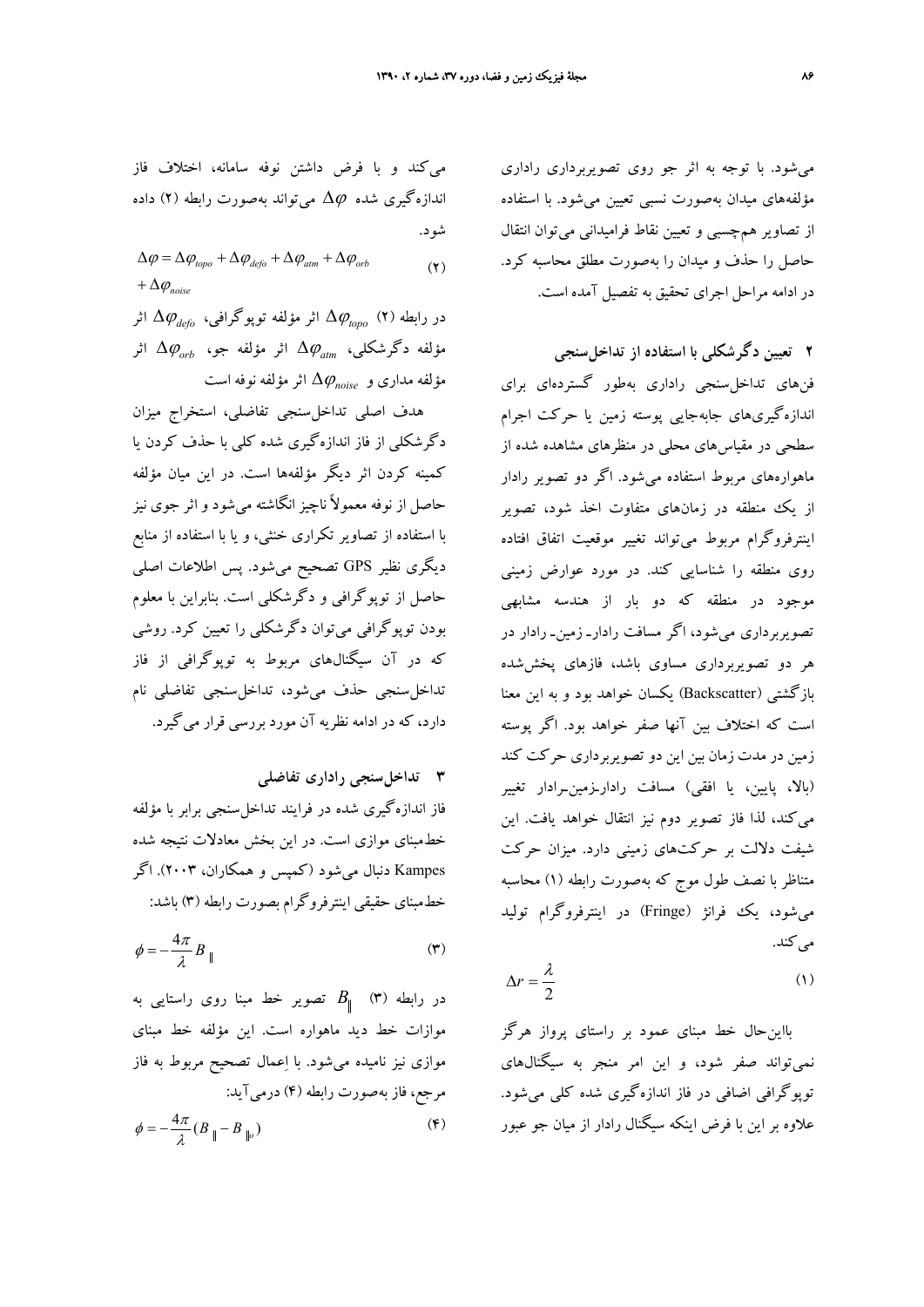می‌شود. با توجه به اثر جو روی تصویربرداری راداری مؤلفه‌های میدان به‌صورت نسبی تعیین می‌شود. با استفاده از تصاویر هم‌چسبی و تعیین نقاط فرامیدانی می‌توان انتقال حاصل را حذف و میدان را به‌صورت مطلق محاسبه کرد. در ادامه مراحل اجرای تحقیق به تفصیل آمده است.

## ۲ تعیین دگرشکلی با استفاده از تداخل‌سنجی

فن‌های تداخل‌سنجی راداری به‌طور گسترده‌ای برای اندازه‌گیری‌های جابه‌جایی پوسته زمین یا حرکت اجرام سطحی در مقیاس‌های محلی در منظرهای مشاهده شده از ماهواره‌های مربوط استفاده می‌شود. اگر دو تصویر رادار از یک منطقه در زمان‌های متفاوت اخذ شود، تصویر اینترفروگرام مربوط می‌تواند تغییر موقعیت اتفاق افتاده روی منطقه را شناسایی کند. در مورد عوارض زمینی موجود در منطقه که دو بار از هندسه مشابهی تصویربرداری می‌شود، اگر مسافت رادار- زمین- رادار در هر دو تصویربرداری مساوی باشد، فازهای پخش‌شده بازگشتی (Backscatter) یکسان خواهد بود و به این معنا است که اختلاف بین آنها صفر خواهد بود. اگر پوسته زمین در مدت زمان بین این دو تصویربرداری حرکت کند (بالا، پایین، یا افقی) مسافت رادار-زمین-رادار تغییر می‌کند، لذا فاز تصویر دوم نیز انتقال خواهد یافت. این شیفت دلالت بر حرکت‌های زمینی دارد. میزان حرکت متناظر با نصف طول موج که به‌صورت رابطه (۱) محاسبه می‌شود، یک فرانژ (Fringe) در اینترفروگرام تولید می‌کند.

$$\Delta r = \frac{\lambda}{2} \tag{۱}$$

بااین‌حال خط مبنای عمود بر راستای پرواز هرگز نمی‌تواند صفر شود، و این امر منجر به سیگنال‌های توپوگرافی اضافی در فاز اندازه‌گیری شده کلی می‌شود. علاوه بر این با فرض اینکه سیگنال رادار از میان جو عبور می‌کند و با فرض داشتن نوفه سامانه، اختلاف فاز اندازه‌گیری شده $\Delta\varphi$ می‌تواند به‌صورت رابطه (۲) داده شود.

$$\Delta\varphi = \Delta\varphi_{topo} + \Delta\varphi_{defo} + \Delta\varphi_{atm} + \Delta\varphi_{orb} + \Delta\varphi_{noise} \tag{۲}$$

در رابطه (۲) $\Delta\varphi_{topo}$ اثر مؤلفه توپوگرافی، $\Delta\varphi_{defo}$ اثر مؤلفه دگرشکلی، $\Delta\varphi_{atm}$ اثر مؤلفه جو، $\Delta\varphi_{orb}$ اثر مؤلفه مداری و $\Delta\varphi_{noise}$ اثر مؤلفه نوفه است

هدف اصلی تداخل‌سنجی تفاضلی، استخراج میزان دگرشکلی از فاز اندازه‌گیری شده کلی با حذف کردن یا کمینه کردن اثر دیگر مؤلفه‌ها است. در این میان مؤلفه حاصل از نوفه معمولاً ناچیز انگاشته می‌شود و اثر جوی نیز با استفاده از تصاویر تکراری خنثی، و یا با استفاده از منابع دیگری نظیر GPS تصحیح می‌شود. پس اطلاعات اصلی حاصل از توپوگرافی و دگرشکلی است. بنابراین با معلوم بودن توپوگرافی می‌توان دگرشکلی را تعیین کرد. روشی که در آن سیگنال‌های مربوط به توپوگرافی از فاز تداخل‌سنجی حذف می‌شود، تداخل‌سنجی تفاضلی نام دارد، که در ادامه نظریه آن مورد بررسی قرار می‌گیرد.

## ۳ تداخل‌سنجی راداری تفاضلی

فاز اندازه‌گیری شده در فرایند تداخل‌سنجی برابر با مؤلفه خط‌مبنای موازی است. در این بخش معادلات نتیجه شده Kampes دنبال می‌شود (کمپس و همکاران، ۲۰۰۳). اگر خط‌مبنای حقیقی اینترفروگرام بصورت رابطه (۳) باشد:

$$\phi = -\frac{4\pi}{\lambda} B_{\parallel} \tag{۳}$$

در رابطه (۳) $B_{\parallel}$ تصویر خط مبنا روی راستایی به موازات خط دید ماهواره است. این مؤلفه خط مبنای موازی نیز نامیده می‌شود. با اِعمال تصحیح مربوط به فاز مرجع، فاز به‌صورت رابطه (۴) درمی‌آید:

$$\phi = -\frac{4\pi}{\lambda}(B_{\parallel} - B_{\parallel_0}) \tag{۴}$$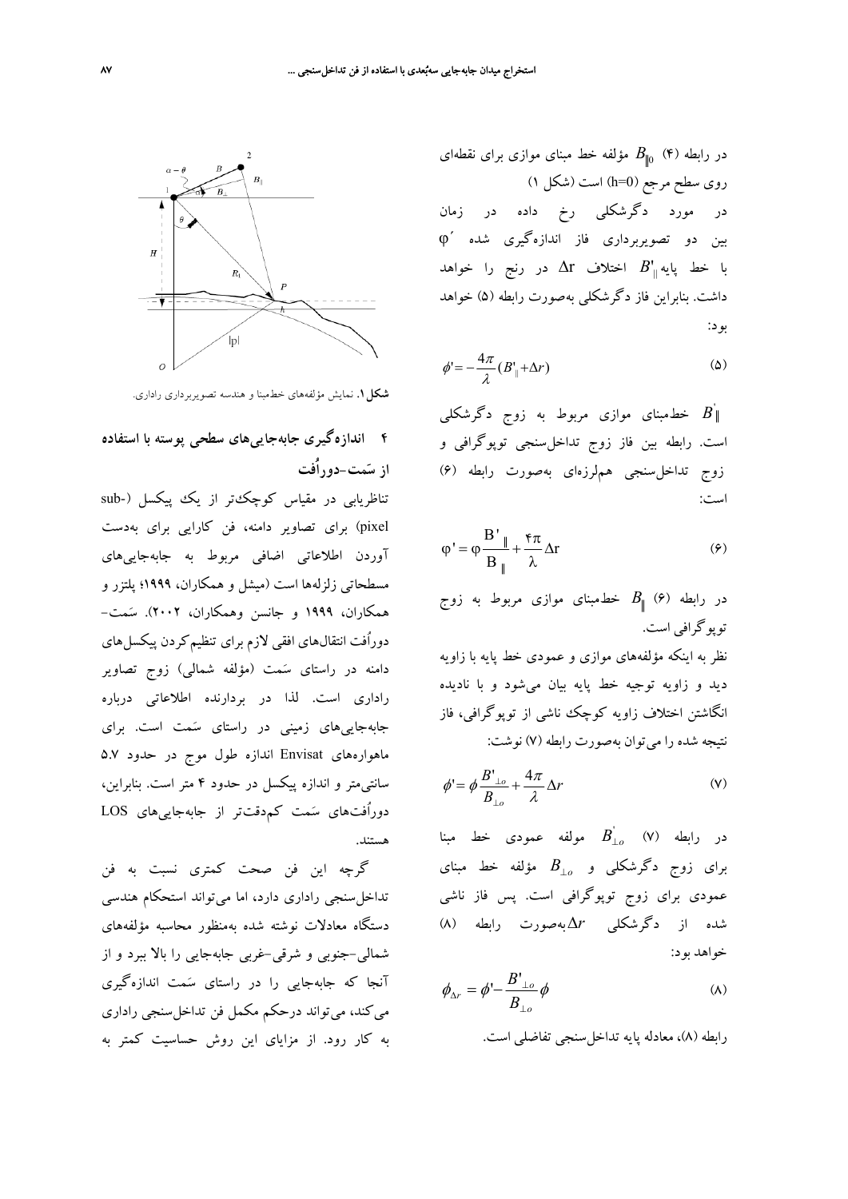در رابطه (۴) $B_{\|0}$ مؤلفه خط مبنای موازی برای نقطه‌ای روی سطح مرجع (h=0) است (شکل ۱)

در مورد دگرشکلی رخ داده در زمان بین دو تصویربرداری فاز اندازه‌گیری شده $\varphi'$ با خط پایه $B'_{\|}$ اختلاف $\Delta r$ در رنج را خواهد داشت. بنابراین فاز دگرشکلی به‌صورت رابطه (۵) خواهد بود:

$$\phi' = -\frac{4\pi}{\lambda}(B'_{\|} + \Delta r) \qquad (۵)$$

$B'_{\|}$ خط‌مبنای موازی مربوط به زوج دگرشکلی است. رابطه بین فاز زوج تداخل‌سنجی توپوگرافی و زوج تداخل‌سنجی هم‌لرزه‌ای به‌صورت رابطه (۶) است:

$$\varphi' = \varphi\frac{B'_{\|}}{B_{\|}} + \frac{4\pi}{\lambda}\Delta r \qquad (۶)$$

در رابطه (۶) $B_{\|}$ خط‌مبنای موازی مربوط به زوج توپوگرافی است.

نظر به اینکه مؤلفه‌های موازی و عمودی خط پایه با زاویه دید و زاویه توجیه خط پایه بیان می‌شود و با نادیده انگاشتن اختلاف زاویه کوچک ناشی از توپوگرافی، فاز نتیجه شده را می‌توان به‌صورت رابطه (۷) نوشت:

$$\phi' = \phi\frac{B'_{\perp o}}{B_{\perp o}} + \frac{4\pi}{\lambda}\Delta r \qquad (۷)$$

در رابطه (۷) $B'_{\perp o}$ مولفه عمودی خط مبنا برای زوج دگرشکلی و $B_{\perp o}$ مؤلفه خط مبنای عمودی برای زوج توپوگرافی است. پس فاز ناشی شده از دگرشکلی $\Delta r$ به‌صورت رابطه (۸) خواهد بود:

$$\phi_{\Delta r} = \phi' - \frac{B'_{\perp o}}{B_{\perp o}}\phi \qquad (۸)$$

رابطه (۸)، معادله پایه تداخل‌سنجی تفاضلی است.

**شکل ۱.** نمایش مؤلفه‌های خط‌مبنا و هندسه تصویربرداری راداری.

## ۴ اندازه‌گیری جابه‌جایی‌های سطحی پوسته با استفاده از سَمت-دوراُفت

تناظریابی در مقیاس کوچک‌تر از یک پیکسل (sub-pixel) برای تصاویر دامنه، فن کارایی برای به‌دست آوردن اطلاعات اضافی مربوط به جابه‌جایی‌های مسطحاتی زلزله‌ها است (میشل و همکاران، ۱۹۹۹؛ پلتزر و همکاران، ۱۹۹۹ و جانسن وهمکاران، ۲۰۰۲). سَمت-دوراُفت انتقال‌های افقی لازم برای تنظیم‌کردن پیکسل‌های دامنه در راستای سَمت (مؤلفه شمالی) زوج تصاویر راداری است. لذا در بردارنده اطلاعاتی درباره جابه‌جایی‌های زمینی در راستای سَمت است. برای ماهواره‌های Envisat اندازه طول موج در حدود ۵.۷ سانتی‌متر و اندازه پیکسل در حدود ۴ متر است. بنابراین، دوراُفت‌های سَمت کم‌دقت‌تر از جابه‌جایی‌های LOS هستند.

گرچه این فن صحت کمتری نسبت به فن تداخل‌سنجی راداری دارد، اما می‌تواند استحکام هندسی دستگاه معادلات نوشته شده به‌منظور محاسبه مؤلفه‌های شمالی-جنوبی و شرقی-غربی جابه‌جایی را بالا ببرد و از آنجا که جابه‌جایی را در راستای سَمت اندازه‌گیری می‌کند، می‌تواند درحکم مکمل فن تداخل‌سنجی راداری به کار رود. از مزایای این روش حساسیت کمتر به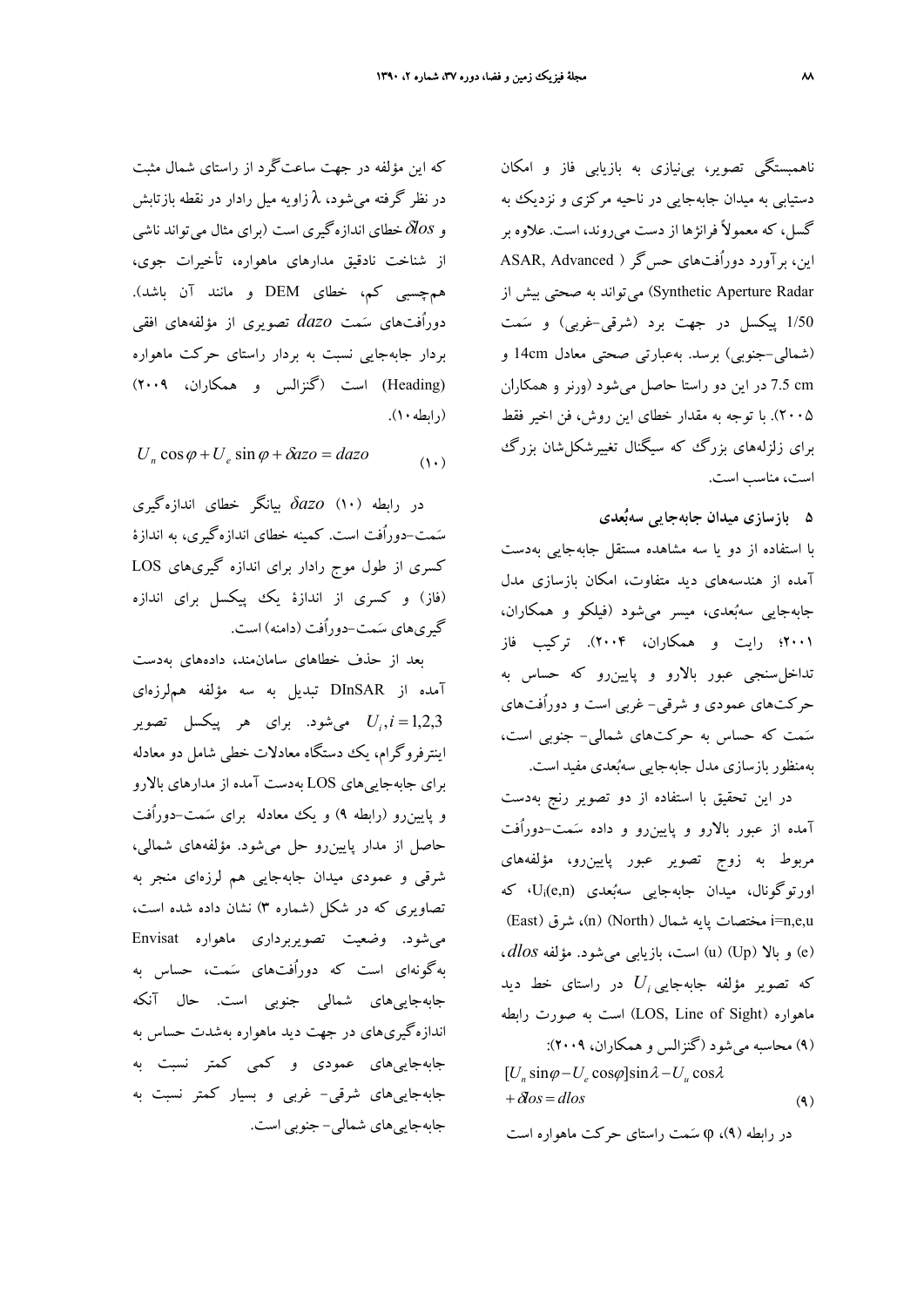ناهمبستگی تصویر، بی‌نیازی به بازیابی فاز و امکان دستیابی به میدان جابه‌جایی در ناحیه مرکزی و نزدیک به گسل، که معمولاً فرانژها از دست می‌روند، است. علاوه بر این، برآورد دوراُفت‌های حس‌گر (ASAR, Advanced Synthetic Aperture Radar) می‌تواند به صحتی بیش از 1/50 پیکسل در جهت برد (شرقی-غربی) و سَمت (شمالی-جنوبی) برسد. به‌عبارتی صحتی معادل 14cm و 7.5 cm در این دو راستا حاصل می‌شود (ورنر و همکاران ۲۰۰۵). با توجه به مقدار خطای این روش، فن اخیر فقط برای زلزله‌های بزرگ که سیگنال تغییرشکل‌شان بزرگ است، مناسب است.

## ۵ بازسازی میدان جابه‌جایی سه‌بُعدی

با استفاده از دو یا سه مشاهده مستقل جابه‌جایی به‌دست آمده از هندسه‌های دید متفاوت، امکان بازسازی مدل جابه‌جایی سه‌بُعدی، میسر می‌شود (فیلکو و همکاران، ۲۰۰۱؛ رایت و همکاران، ۲۰۰۴). ترکیب فاز تداخل‌سنجی عبور بالارو و پایین‌رو که حساس به حرکت‌های عمودی و شرقی- غربی است و دوراُفت‌های سَمت که حساس به حرکت‌های شمالی- جنوبی است، به‌منظور بازسازی مدل جابه‌جایی سه‌بُعدی مفید است.

در این تحقیق با استفاده از دو تصویر رنج به‌دست آمده از عبور بالارو و پایین‌رو و داده سَمت-دوراُفت مربوط به زوج تصویر عبور پایین‌رو، مؤلفه‌های اورتوگونال، میدان جابه‌جایی سه‌بُعدی $U_i(e,n)$، که $i=n,e,u$ مختصات پایه شمال (North) (n)، شرق (East) (e) و بالا (Up) (u) است، بازیابی می‌شود. مؤلفه $dlos$، که تصویر مؤلفه جابه‌جایی $U_i$ در راستای خط دید ماهواره (LOS, Line of Sight) است به صورت رابطه (۹) محاسبه می‌شود (گنزالس و همکاران، ۲۰۰۹):

$$[U_n \sin\varphi - U_e \cos\varphi]\sin\lambda - U_u \cos\lambda + \delta los = dlos \qquad (۹)$$

در رابطه (۹)، $\varphi$ سَمت راستای حرکت ماهواره است که این مؤلفه در جهت ساعت‌گرد از راستای شمال مثبت در نظر گرفته می‌شود، $\lambda$ زاویه میل رادار در نقطه بازتابش و $\delta los$ خطای اندازه‌گیری است (برای مثال می‌تواند ناشی از شناخت نادقیق مدارهای ماهواره، تأخیرات جوی، هم‌چسبی کم، خطای DEM و مانند آن باشد). دوراُفت‌های سَمت $dazo$ تصویری از مؤلفه‌های افقی بردار جابه‌جایی نسبت به بردار راستای حرکت ماهواره (Heading) است (گنزالس و همکاران، ۲۰۰۹) (رابطه۱۰).

$$U_n \cos\varphi + U_e \sin\varphi + \delta azo = dazo \qquad (۱۰)$$

در رابطه (۱۰) $\delta azo$ بیانگر خطای اندازه‌گیری سَمت-دوراُفت است. کمینه خطای اندازه‌گیری، به اندازهٔ کسری از طول موج رادار برای اندازه گیری‌های LOS (فاز) و کسری از اندازهٔ یک پیکسل برای اندازه گیری‌های سَمت-دوراُفت (دامنه) است.

بعد از حذف خطاهای سامان‌مند، داده‌های به‌دست آمده از DInSAR تبدیل به سه مؤلفه هم‌لرزه‌ای $U_i, i=1,2,3$ می‌شود. برای هر پیکسل تصویر اینترفروگرام، یک دستگاه معادلات خطی شامل دو معادله برای جابه‌جایی‌های LOS به‌دست آمده از مدارهای بالارو و پایین‌رو (رابطه ۹) و یک معادله برای سَمت-دوراُفت حاصل از مدار پایین‌رو حل می‌شود. مؤلفه‌های شمالی، شرقی و عمودی میدان جابه‌جایی هم لرزه‌ای منجر به تصاویری که در شکل (شماره ۳) نشان داده شده است، می‌شود. وضعیت تصویربرداری ماهواره Envisat به‌گونه‌ای است که دوراُفت‌های سَمت، حساس به جابه‌جایی‌های شمالی جنوبی است. حال آنکه اندازه‌گیری‌های در جهت دید ماهواره به‌شدت حساس به جابه‌جایی‌های عمودی و کمی کمتر نسبت به جابه‌جایی‌های شرقی- غربی و بسیار کمتر نسبت به جابه‌جایی‌های شمالی- جنوبی است.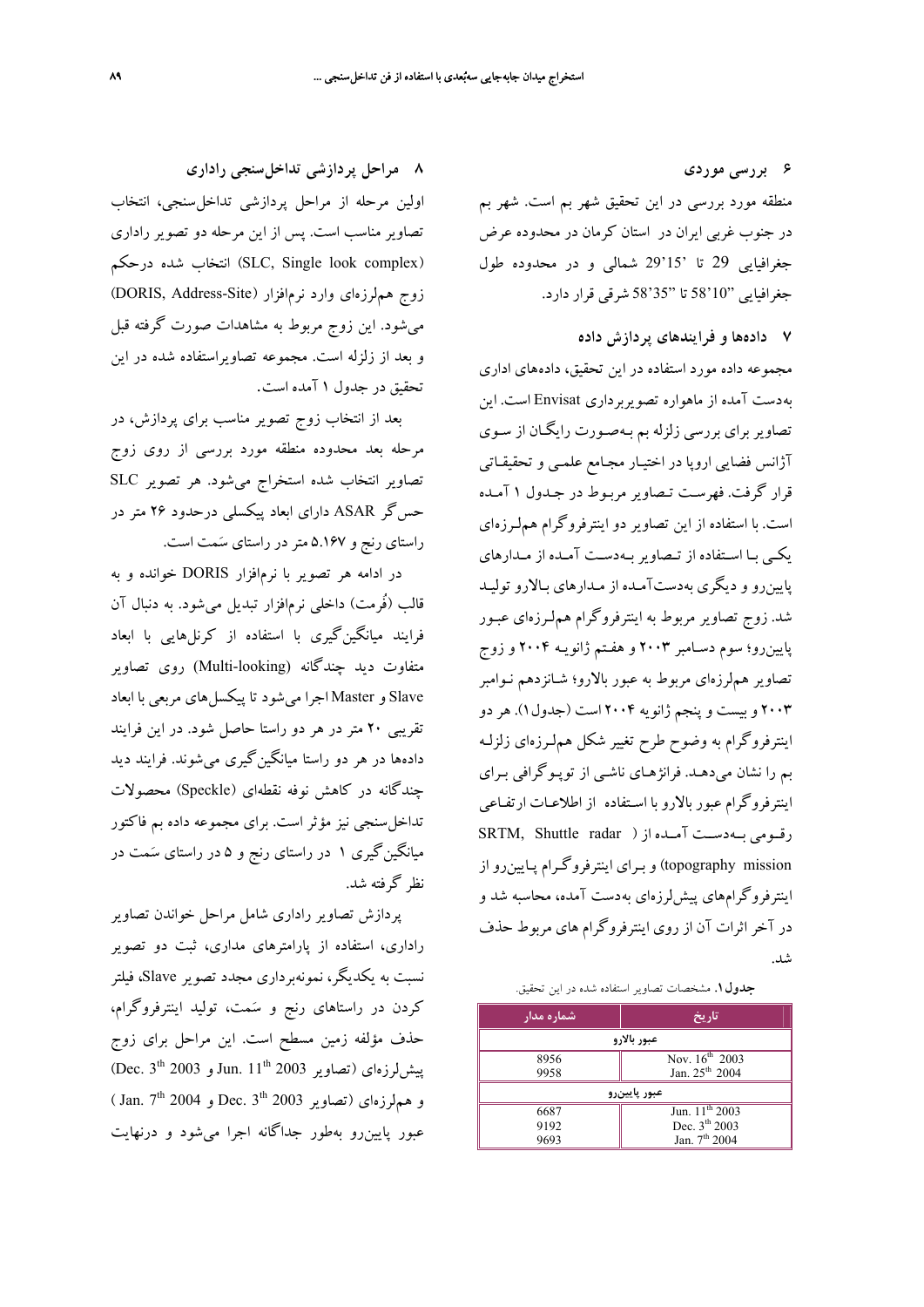## ۶ بررسی موردی

منطقه مورد بررسی در این تحقیق شهر بم است. شهر بم در جنوب غربی ایران در استان کرمان در محدوده عرض جغرافیایی 29 تا '29'15 شمالی و در محدوده طول جغرافیایی "58'10 تا "58'35 شرقی قرار دارد.

## ۷ داده‌ها و فرایندهای پردازش داده

مجموعه داده مورد استفاده در این تحقیق، داده‌های اداری به‌دست آمده از ماهواره تصویربرداری Envisat است. این تصاویر برای بررسی زلزله بم به‌صورت رایگان از سوی آژانس فضایی اروپا در اختیار مجامع علمی و تحقیقاتی قرار گرفت. فهرست تصاویر مربوط در جدول ۱ آمده است. با استفاده از این تصاویر دو اینترفروگرام هم‌لرزه‌ای یکی با استفاده از تصاویر به‌دست آمده از مدارهای پایین‌رو و دیگری به‌دست‌آمده از مدارهای بالارو تولید شد. زوج تصاویر مربوط به اینترفروگرام هم‌لرزه‌ای عبور پایین‌رو؛ سوم دسامبر ۲۰۰۳ و هفتم ژانویه ۲۰۰۴ و زوج تصاویر هم‌لرزه‌ای مربوط به عبور بالارو؛ شانزدهم نوامبر ۲۰۰۳ و بیست و پنجم ژانویه ۲۰۰۴ است (جدول۱). هر دو اینترفروگرام به وضوح طرح تغییر شکل هم‌لرزه‌ای زلزله بم را نشان می‌دهد. فرانژهای ناشی از توپوگرافی برای اینترفروگرام عبور بالارو با استفاده از اطلاعات ارتفاعی رقومی به‌دست آمده از (SRTM, Shuttle radar topography mission) و برای اینترفروگرام پایین‌رو از اینترفروگرام‌های پیش‌لرزه‌ای به‌دست آمده، محاسبه شد و در آخر اثرات آن از روی اینترفروگرام های مربوط حذف شد.

**جدول۱.** مشخصات تصاویر استفاده شده در این تحقیق.

| شماره مدار | تاریخ |
|---|---|
| عبور بالارو | |
| 8956 | Nov. 16th 2003 |
| 9958 | Jan. 25th 2004 |
| عبور پایین‌رو | |
| 6687 | Jun. 11th 2003 |
| 9192 | Dec. 3th 2003 |
| 9693 | Jan. 7th 2004 |

## ۸ مراحل پردازشی تداخل‌سنجی راداری

اولین مرحله از مراحل پردازشی تداخل‌سنجی، انتخاب تصاویر مناسب است. پس از این مرحله دو تصویر راداری (SLC, Single look complex) انتخاب شده درحکم زوج هم‌لرزه‌ای وارد نرم‌افزار (DORIS, Address-Site) می‌شود. این زوج مربوط به مشاهدات صورت گرفته قبل و بعد از زلزله است. مجموعه تصاویراستفاده شده در این تحقیق در جدول ۱ آمده است.

بعد از انتخاب زوج تصویر مناسب برای پردازش، در مرحله بعد محدوده منطقه مورد بررسی از روی زوج تصاویر انتخاب شده استخراج می‌شود. هر تصویر SLC حس‌گر ASAR دارای ابعاد پیکسلی درحدود ۲۶ متر در راستای رنج و ۵.۱۶۷ متر در راستای سَمت است.

در ادامه هر تصویر با نرم‌افزار DORIS خوانده و به قالب (فُرمت) داخلی نرم‌افزار تبدیل می‌شود. به دنبال آن فرایند میانگین‌گیری با استفاده از کرنل‌هایی با ابعاد متفاوت دید چندگانه (Multi-looking) روی تصاویر Slave و Master اجرا می‌شود تا پیکسل‌های مربعی با ابعاد تقریبی ۲۰ متر در هر دو راستا حاصل شود. در این فرایند داده‌ها در هر دو راستا میانگین‌گیری می‌شوند. فرایند دید چندگانه در کاهش نوفه نقطه‌ای (Speckle) محصولات تداخل‌سنجی نیز مؤثر است. برای مجموعه داده بم فاکتور میانگین‌گیری ۱ در راستای رنج و ۵ در راستای سَمت در نظر گرفته شد.

پردازش تصاویر راداری شامل مراحل خواندن تصاویر راداری، استفاده از پارامترهای مداری، ثبت دو تصویر نسبت به یکدیگر، نمونه‌برداری مجدد تصویر Slave، فیلتر کردن در راستاهای رنج و سَمت، تولید اینترفروگرام، حذف مؤلفه زمین مسطح است. این مراحل برای زوج پیش‌لرزه‌ای (تصاویر Jun. 11th 2003 و Dec. 3th 2003) و هم‌لرزه‌ای (تصاویر Dec. 3th 2003 و Jan. 7th 2004) عبور پایین‌رو به‌طور جداگانه اجرا می‌شود و درنهایت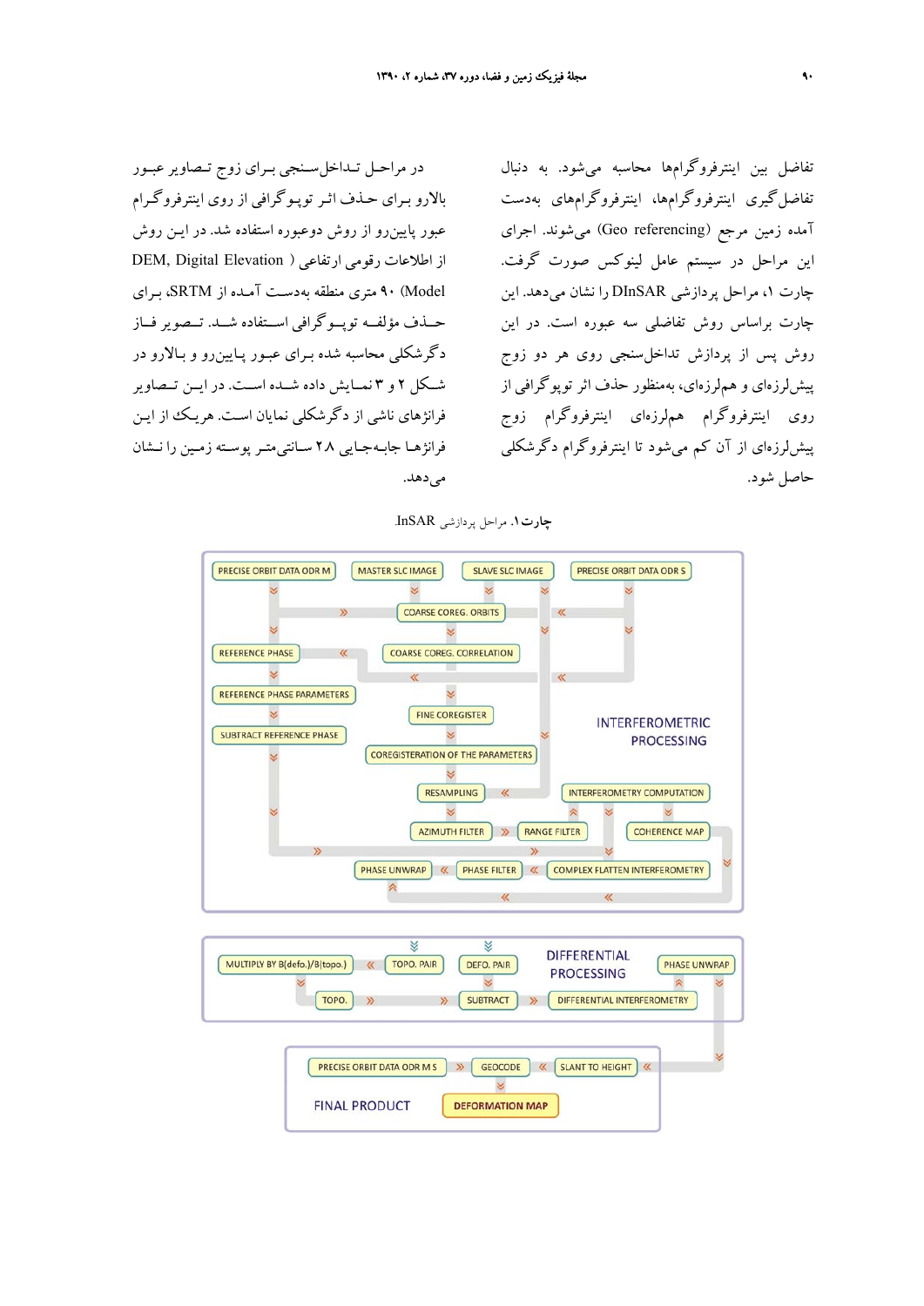تفاضل بین اینترفروگرام‌ها محاسبه می‌شود. به دنبال تفاضل‌گیری اینترفروگرام‌ها، اینترفروگرام‌های به‌دست آمده زمین مرجع (Geo referencing) می‌شوند. اجرای این مراحل در سیستم عامل لینوکس صورت گرفت. چارت ۱، مراحل پردازشی DInSAR را نشان می‌دهد. این چارت براساس روش تفاضلی سه عبوره است. در این روش پس از پردازش تداخل‌سنجی روی هر دو زوج پیش‌لرزه‌ای و هم‌لرزه‌ای، به‌منظور حذف اثر توپوگرافی از روی اینترفروگرام هم‌لرزه‌ای اینترفروگرام زوج پیش‌لرزه‌ای از آن کم می‌شود تا اینترفروگرام دگرشکلی حاصل شود.

در مراحل تداخل‌سنجی برای زوج تصاویر عبور بالارو برای حذف اثر توپوگرافی از روی اینترفروگرام عبور پایین‌رو از روش دوعبوره استفاده شد. در این روش از اطلاعات رقومی ارتفاعی (DEM, Digital Elevation Model) ۹۰ متری منطقه به‌دست آمده از SRTM، برای حذف مؤلفه توپوگرافی استفاده شد. تصویر فاز دگرشکلی محاسبه شده برای عبور پایین‌رو و بالارو در شکل ۲ و ۳ نمایش داده شده است. در این تصاویر فرانژهای ناشی از دگرشکلی نمایان است. هریک از این فرانژها جابه‌جایی ۲۸ سانتی‌متر پوسته زمین را نشان می‌دهد.

**چارت ۱.** مراحل پردازشی InSAR.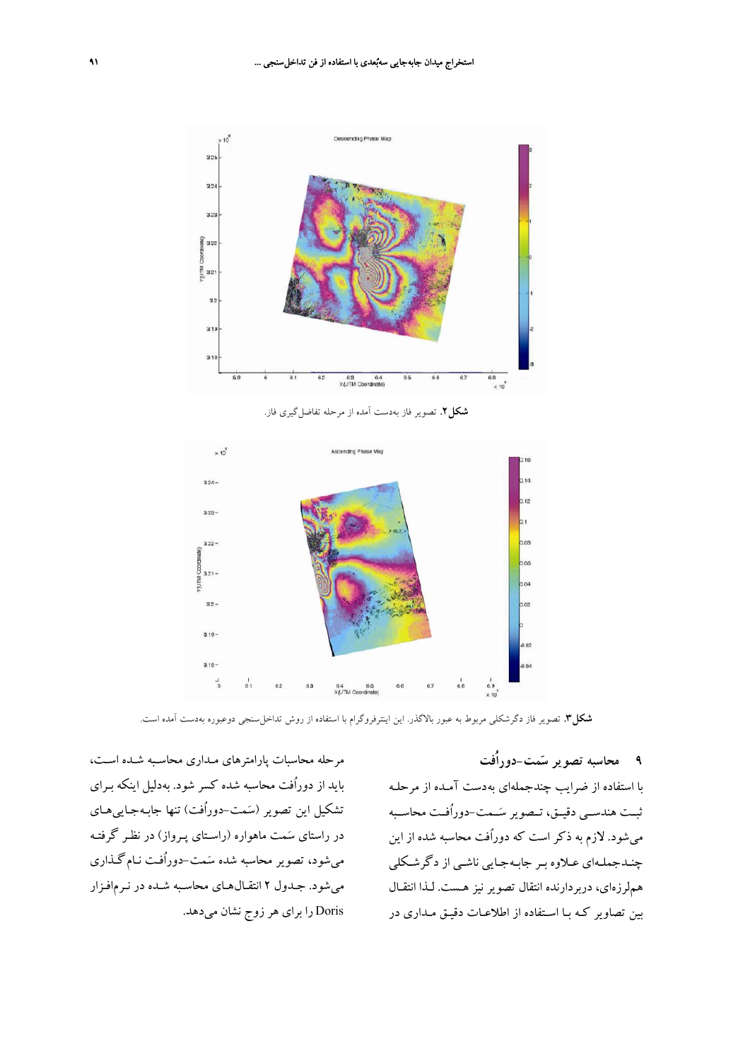**شکل ۲.** تصویر فاز به‌دست آمده از مرحله تفاضل‌گیری فاز.

**شکل ۳.** تصویر فاز دگرشکلی مربوط به عبور بالاگذر. این اینترفروگرام با استفاده از روش تداخل‌سنجی دوعبوره به‌دست آمده است.

## ۹ محاسبه تصویر سَمت-دوراُفت

با استفاده از ضرایب چندجمله‌ای به‌دست آمده از مرحله ثبت هندسی دقیق، تصویر سَمت-دوراُفت محاسبه می‌شود. لازم به ذکر است که دوراُفت محاسبه شده از این چندجمله‌ای علاوه بر جابه‌جایی ناشی از دگرشکلی هم‌لرزه‌ای، دربردارنده انتقال تصویر نیز هست. لذا انتقال بین تصاویر که با استفاده از اطلاعات دقیق مداری در مرحله محاسبات پارامترهای مداری محاسبه شده است، باید از دوراُفت محاسبه شده کسر شود. به‌دلیل اینکه برای تشکیل این تصویر (سَمت-دوراُفت) تنها جابه‌جایی‌های در راستای سَمت ماهواره (راستای پرواز) در نظر گرفته می‌شود، تصویر محاسبه شده سَمت-دوراُفت نام‌گذاری می‌شود. جدول ۲ انتقال‌های محاسبه شده در نرم‌افزار Doris را برای هر زوج نشان می‌دهد.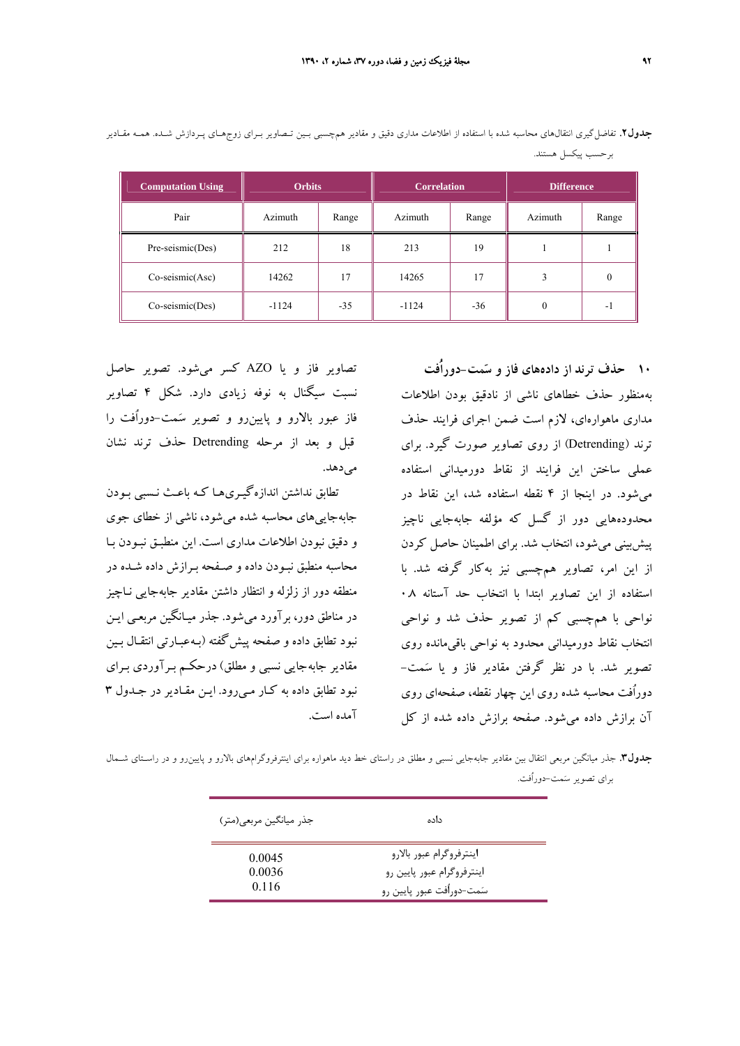**جدول۲.** تفاضل‌گیری انتقال‌های محاسبه شده با استفاده از اطلاعات مداری دقیق و مقادیر هم‌چسبی بین تصاویر برای زوج‌های پردازش شده. همه مقادیر برحسب پیکسل هستند.

| Computation Using | Orbits | | Correlation | | Difference | |
|---|---|---|---|---|---|---|
| Pair | Azimuth | Range | Azimuth | Range | Azimuth | Range |
| Pre-seismic(Des) | 212 | 18 | 213 | 19 | 1 | 1 |
| Co-seismic(Asc) | 14262 | 17 | 14265 | 17 | 3 | 0 |
| Co-seismic(Des) | -1124 | -35 | -1124 | -36 | 0 | -1 |

## ۱۰ حذف ترند از داده‌های فاز و سَمت-دوراُفت

به‌منظور حذف خطاهای ناشی از نادقیق بودن اطلاعات مداری ماهواره‌ای، لازم است ضمن اجرای فرایند حذف ترند (Detrending) از روی تصاویر صورت گیرد. برای عملی ساختن این فرایند از نقاط دورمیدانی استفاده می‌شود. در اینجا از ۴ نقطه استفاده شد، این نقاط در محدوده‌هایی دور از گسل که مؤلفه جابه‌جایی ناچیز پیش‌بینی می‌شود، انتخاب شد. برای اطمینان حاصل کردن از این امر، تصاویر هم‌چسبی نیز به‌کار گرفته شد. با استفاده از این تصاویر ابتدا با انتخاب حد آستانه ۰.۸ نواحی با هم‌چسبی کم از تصویر حذف شد و نواحی انتخاب نقاط دورمیدانی محدود به نواحی باقی‌مانده روی تصویر شد. با در نظر گرفتن مقادیر فاز و یا سَمت-دوراُفت محاسبه شده روی این چهار نقطه، صفحه‌ای روی آن برازش داده می‌شود. صفحه برازش داده شده از کل تصاویر فاز و یا AZO کسر می‌شود. تصویر حاصل نسبت سیگنال به نوفه زیادی دارد. شکل ۴ تصاویر فاز عبور بالارو و پایین‌رو و تصویر سَمت-دوراُفت را قبل و بعد از مرحله Detrending حذف ترند نشان می‌دهد.

تطابق نداشتن اندازه‌گیری‌ها که باعث نسبی بودن جابه‌جایی‌های محاسبه شده می‌شود، ناشی از خطای جوی و دقیق نبودن اطلاعات مداری است. این منطبق نبودن با محاسبه منطبق نبودن داده و صفحه برازش داده شده در منطقه دور از زلزله و انتظار داشتن مقادیر جابه‌جایی ناچیز در مناطق دور، برآورد می‌شود. جذر میانگین مربعی این نبود تطابق داده و صفحه پیش‌گفته (به‌عبارتی انتقال بین مقادیر جابه‌جایی نسبی و مطلق) درحکم برآوردی برای نبود تطابق داده به کار می‌رود. این مقادیر در جدول ۳ آمده است.

**جدول۳.** جذر میانگین مربعی انتقال بین مقادیر جابه‌جایی نسبی و مطلق در راستای خط دید ماهواره برای اینترفروگرام‌های بالارو و پایین‌رو و در راستای شمال برای تصویر سَمت-دوراُفت.

| داده | جذر میانگین مربعی(متر) |
|---|---|
| اینترفروگرام عبور بالارو | 0.0045 |
| اینترفروگرام عبور پایین رو | 0.0036 |
| سَمت-دوراُفت عبور پایین رو | 0.116 |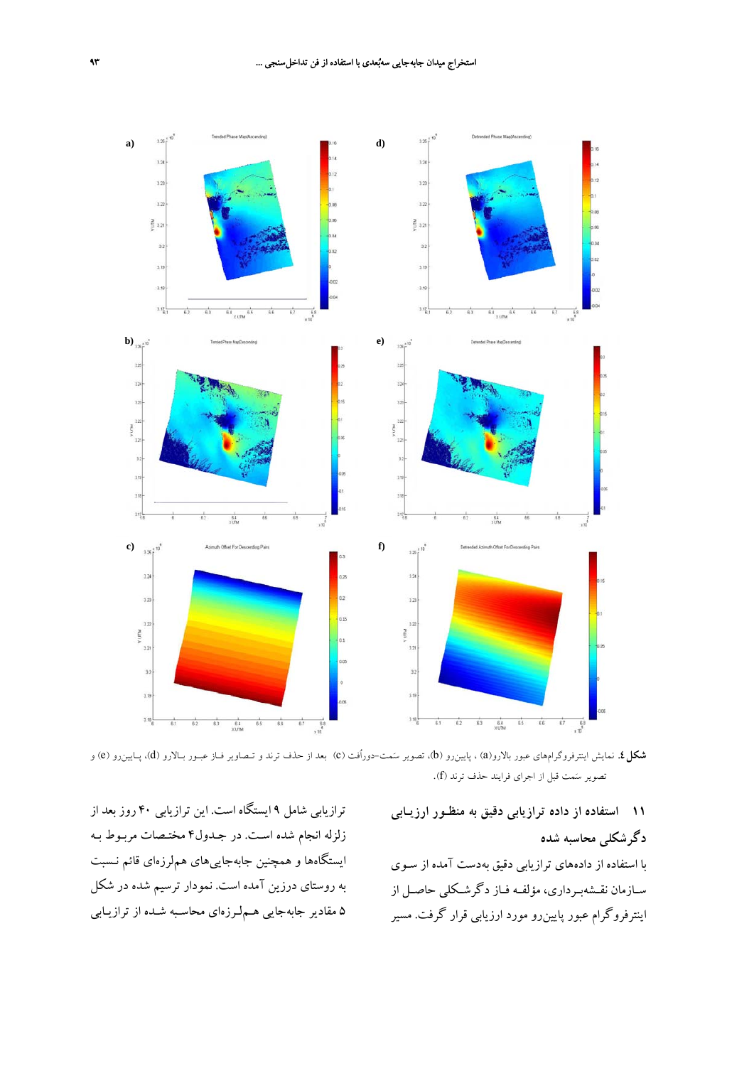**شکل ٤.** نمایش اینترفروگرام‌های عبور بالارو(a) ، پایین‌رو (b)، تصویر سَمت–دورأُفت (c) بعد از حذف ترند و تصاویر فاز عبور بالارو (d)، پایین‌رو (e) و تصویر سَمت قبل از اجرای فرایند حذف ترند (f).

## ۱۱ استفاده از داده ترازیابی دقیق به منظور ارزیابی دگرشکلی محاسبه شده

با استفاده از داده‌های ترازیابی دقیق به‌دست آمده از سوی سازمان نقشه‌برداری، مؤلفه فاز دگرشکلی حاصل از اینترفروگرام عبور پایین‌رو مورد ارزیابی قرار گرفت. مسیر ترازیابی شامل ۹ ایستگاه است. این ترازیابی ۴۰ روز بعد از زلزله انجام شده است. در جدول۴ مختصات مربوط به ایستگاه‌ها و همچنین جابه‌جایی‌های هم‌لرزه‌ای قائم نسبت به روستای درزین آمده است. نمودار ترسیم شده در شکل ۵ مقادیر جابه‌جایی هم‌لرزه‌ای محاسبه شده از ترازیابی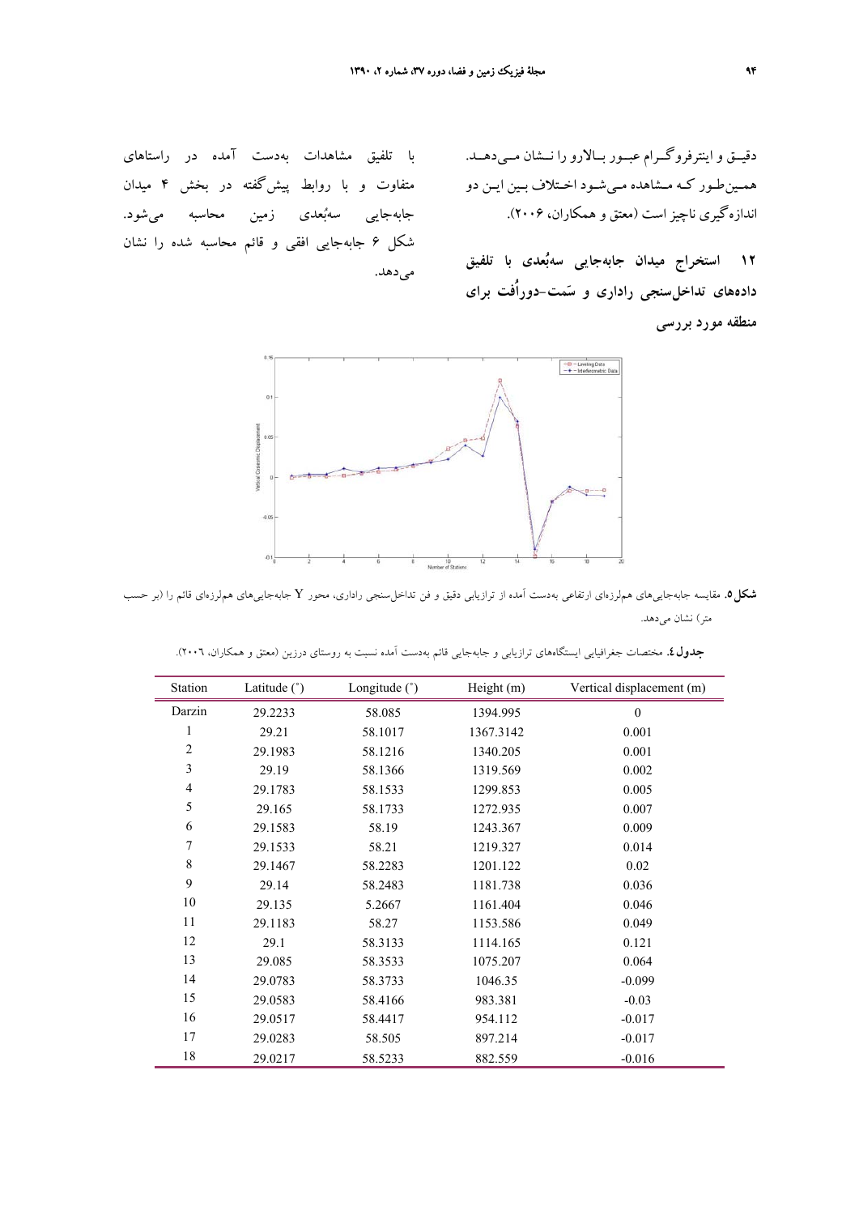دقیـق و اینترفروگـرام عبـور بـالارو را نـشان مـی‌دهـد. همـین‌طـور کـه مـشاهده مـی‌شـود اخـتلاف بـین ایـن دو اندازه‌گیری ناچیز است (معتق و همکاران، ۲۰۰۶).

## ۱۲ استخراج میدان جابه‌جایی سه‌بُعدی با تلفیق داده‌های تداخل‌سنجی راداری و سَمت-دوراُفت برای منطقه مورد بررسی

با تلفیق مشاهدات به‌دست آمده در راستاهای متفاوت و با روابط پیش‌گفته در بخش ۴ میدان جابه‌جایی سه‌بُعدی زمین محاسبه می‌شود. شکل ۶ جابه‌جایی افقی و قائم محاسبه شده را نشان می‌دهد.

**شکل ۵.** مقایسه جابه‌جایی‌های هم‌لرزه‌ای ارتفاعی به‌دست آمده از ترازیابی دقیق و فن تداخل‌سنجی راداری، محور Y جابه‌جایی‌های هم‌لرزه‌ای قائم را (بر حسب متر) نشان می‌دهد.

**جدول ٤.** مختصات جغرافیایی ایستگاه‌های ترازیابی و جابه‌جایی قائم به‌دست آمده نسبت به روستای درزین (معتق و همکاران، ۲۰۰٦).

| Station | Latitude (˚) | Longitude (˚) | Height (m) | Vertical displacement (m) |
|---|---|---|---|---|
| Darzin | 29.2233 | 58.085 | 1394.995 | 0 |
| 1 | 29.21 | 58.1017 | 1367.3142 | 0.001 |
| 2 | 29.1983 | 58.1216 | 1340.205 | 0.001 |
| 3 | 29.19 | 58.1366 | 1319.569 | 0.002 |
| 4 | 29.1783 | 58.1533 | 1299.853 | 0.005 |
| 5 | 29.165 | 58.1733 | 1272.935 | 0.007 |
| 6 | 29.1583 | 58.19 | 1243.367 | 0.009 |
| 7 | 29.1533 | 58.21 | 1219.327 | 0.014 |
| 8 | 29.1467 | 58.2283 | 1201.122 | 0.02 |
| 9 | 29.14 | 58.2483 | 1181.738 | 0.036 |
| 10 | 29.135 | 5.2667 | 1161.404 | 0.046 |
| 11 | 29.1183 | 58.27 | 1153.586 | 0.049 |
| 12 | 29.1 | 58.3133 | 1114.165 | 0.121 |
| 13 | 29.085 | 58.3533 | 1075.207 | 0.064 |
| 14 | 29.0783 | 58.3733 | 1046.35 | -0.099 |
| 15 | 29.0583 | 58.4166 | 983.381 | -0.03 |
| 16 | 29.0517 | 58.4417 | 954.112 | -0.017 |
| 17 | 29.0283 | 58.505 | 897.214 | -0.017 |
| 18 | 29.0217 | 58.5233 | 882.559 | -0.016 |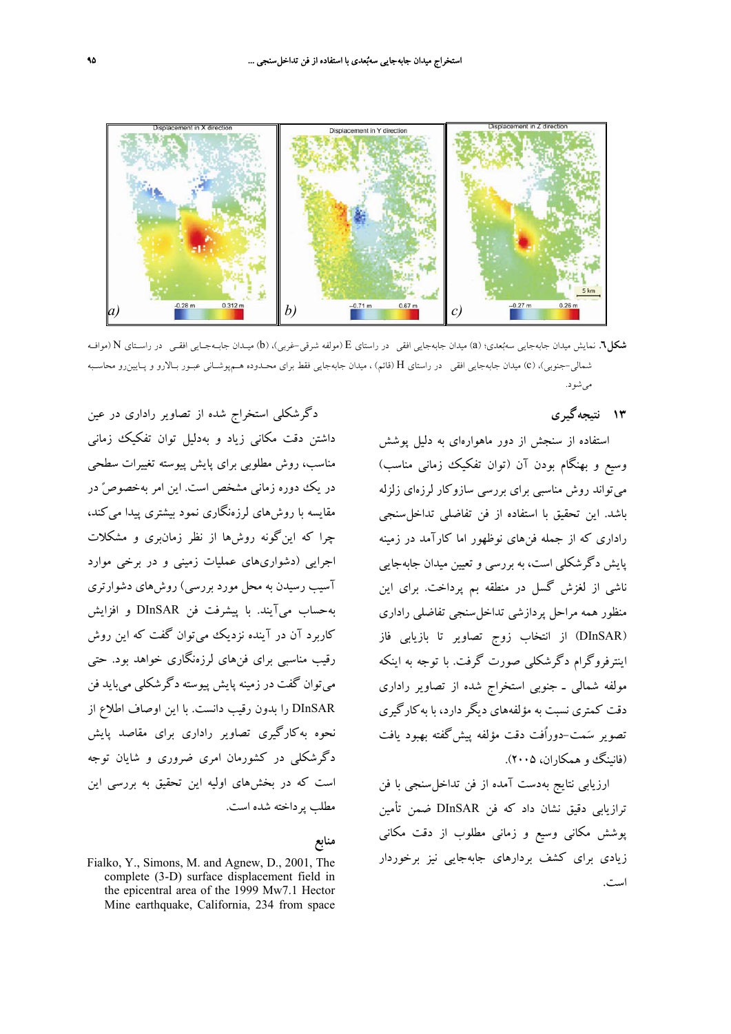**شکل ۶.** نمایش میدان جابه‌جایی سه‌بُعدی؛ (a) میدان جابه‌جایی افقی  در راستای E (مولفه شرقی–غربی)، (b) میدان جابه‌جایی افقی  در راستای N (مولفه شمالی–جنوبی)، (c) میدان جابه‌جایی افقی  در راستای H (قائم) ، میدان جابه‌جایی فقط برای محدوده هم‌پوشانی عبور بالارو و پایین‌رو محاسبه می‌شود.

## ۱۳ نتیجه‌گیری

استفاده از سنجش از دور ماهواره‌ای به دلیل پوشش وسیع و بهنگام بودن آن (توان تفکیک زمانی مناسب) می‌تواند روش مناسبی برای بررسی سازوکار لرزه‌ای زلزله باشد. این تحقیق با استفاده از فن تفاضلی تداخل‌سنجی راداری که از جمله فن‌های نوظهور اما کارآمد در زمینه پایش دگرشکلی است، به بررسی و تعیین میدان جابه‌جایی ناشی از لغزش گسل در منطقه بم پرداخت. برای این منظور همه مراحل پردازشی تداخل‌سنجی تفاضلی راداری (DInSAR) از انتخاب زوج تصاویر تا بازیابی فاز اینترفروگرام دگرشکلی صورت گرفت. با توجه به اینکه مولفه شمالی ـ جنوبی استخراج شده از تصاویر راداری دقت کمتری نسبت به مؤلفه‌های دیگر دارد، با به‌کارگیری تصویر سَمت–دوراُفت دقت مؤلفه پیش‌گفته بهبود یافت (فانینگ و همکاران، ۲۰۰۵).

ارزیابی نتایج به‌دست آمده از فن تداخل‌سنجی با فن ترازیابی دقیق نشان داد که فن DInSAR ضمن تأمین پوشش مکانی وسیع و زمانی مطلوب از دقت مکانی زیادی برای کشف بردارهای جابه‌جایی نیز برخوردار است.

دگرشکلی استخراج شده از تصاویر راداری در عین داشتن دقت مکانی زیاد و به‌دلیل توان تفکیک زمانی مناسب، روش مطلوبی برای پایش پیوسته تغییرات سطحی در یک دوره زمانی مشخص است. این امر به‌خصوصً در مقایسه با روش‌های لرزه‌نگاری نمود بیشتری پیدا می‌کند، چرا که این‌گونه روش‌ها از نظر زمان‌بری و مشکلات اجرایی (دشواری‌های عملیات زمینی و در برخی موارد آسیب رسیدن به محل مورد بررسی) روش‌های دشوارتری به‌حساب می‌آیند. با پیشرفت فن DInSAR و افزایش کاربرد آن در آینده نزدیک می‌توان گفت که این روش رقیب مناسبی برای فن‌های لرزه‌نگاری خواهد بود. حتی می‌توان گفت در زمینه پایش پیوسته دگرشکلی می‌باید فن DInSAR را بدون رقیب دانست. با این اوصاف اطلاع از نحوه به‌کارگیری تصاویر راداری برای مقاصد پایش دگرشکلی در کشورمان امری ضروری و شایان توجه است که در بخش‌های اولیه این تحقیق به بررسی این مطلب پرداخته شده است.

## منابع

Fialko, Y., Simons, M. and Agnew, D., 2001, The complete (3-D) surface displacement field in the epicentral area of the 1999 Mw7.1 Hector Mine earthquake, California, 234 from space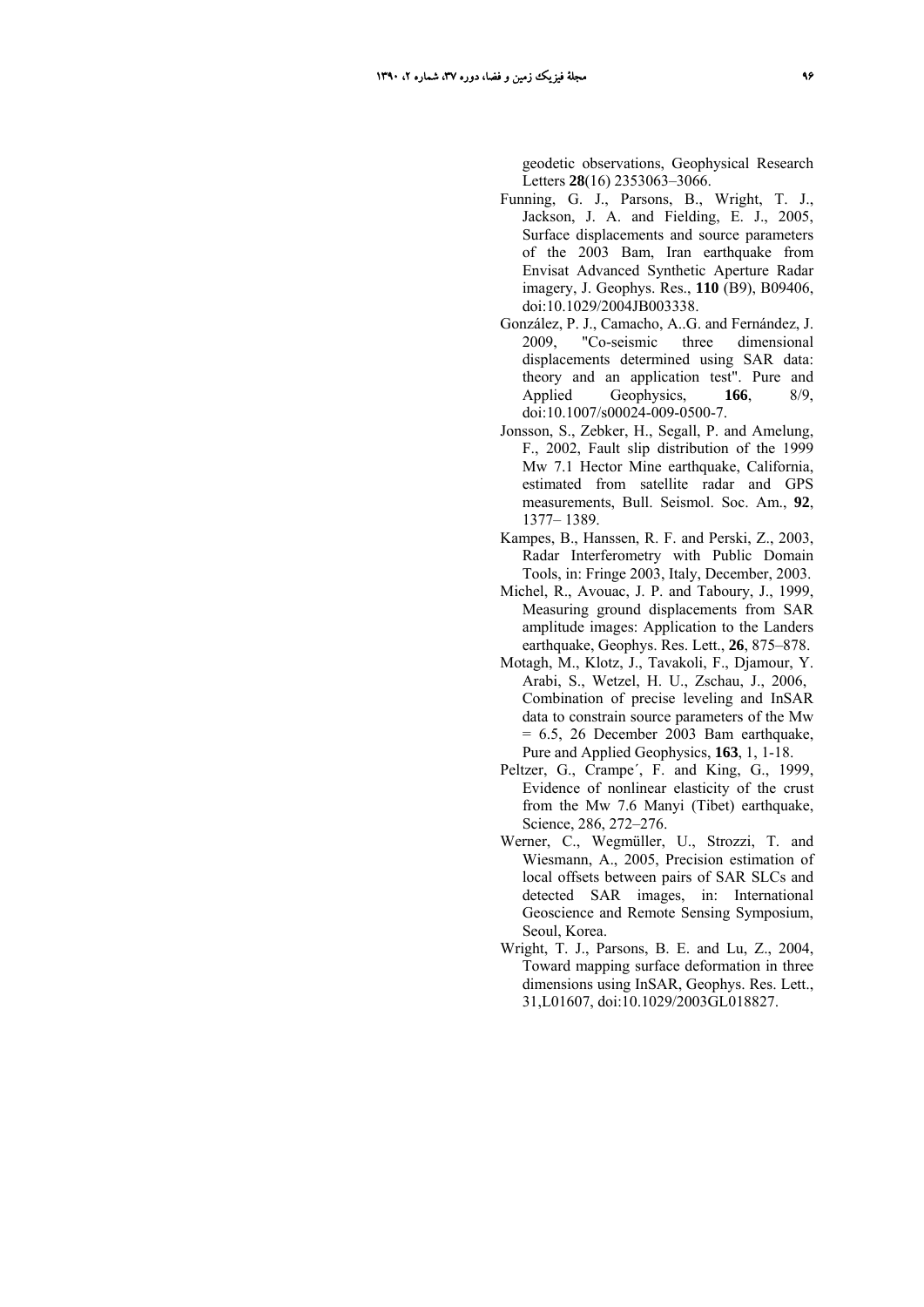geodetic observations, Geophysical Research Letters **28**(16) 2353063–3066.

Funning, G. J., Parsons, B., Wright, T. J., Jackson, J. A. and Fielding, E. J., 2005, Surface displacements and source parameters of the 2003 Bam, Iran earthquake from Envisat Advanced Synthetic Aperture Radar imagery, J. Geophys. Res., **110** (B9), B09406, doi:10.1029/2004JB003338.

González, P. J., Camacho, A..G. and Fernández, J. 2009, "Co-seismic three dimensional displacements determined using SAR data: theory and an application test". Pure and Applied Geophysics, **166**, 8/9, doi:10.1007/s00024-009-0500-7.

Jonsson, S., Zebker, H., Segall, P. and Amelung, F., 2002, Fault slip distribution of the 1999 Mw 7.1 Hector Mine earthquake, California, estimated from satellite radar and GPS measurements, Bull. Seismol. Soc. Am., **92**, 1377– 1389.

Kampes, B., Hanssen, R. F. and Perski, Z., 2003, Radar Interferometry with Public Domain Tools, in: Fringe 2003, Italy, December, 2003.

Michel, R., Avouac, J. P. and Taboury, J., 1999, Measuring ground displacements from SAR amplitude images: Application to the Landers earthquake, Geophys. Res. Lett., **26**, 875–878.

Motagh, M., Klotz, J., Tavakoli, F., Djamour, Y. Arabi, S., Wetzel, H. U., Zschau, J., 2006, Combination of precise leveling and InSAR data to constrain source parameters of the Mw = 6.5, 26 December 2003 Bam earthquake, Pure and Applied Geophysics, **163**, 1, 1-18.

Peltzer, G., Crampe´, F. and King, G., 1999, Evidence of nonlinear elasticity of the crust from the Mw 7.6 Manyi (Tibet) earthquake, Science, 286, 272–276.

Werner, C., Wegmüller, U., Strozzi, T. and Wiesmann, A., 2005, Precision estimation of local offsets between pairs of SAR SLCs and detected SAR images, in: International Geoscience and Remote Sensing Symposium, Seoul, Korea.

Wright, T. J., Parsons, B. E. and Lu, Z., 2004, Toward mapping surface deformation in three dimensions using InSAR, Geophys. Res. Lett., 31,L01607, doi:10.1029/2003GL018827.